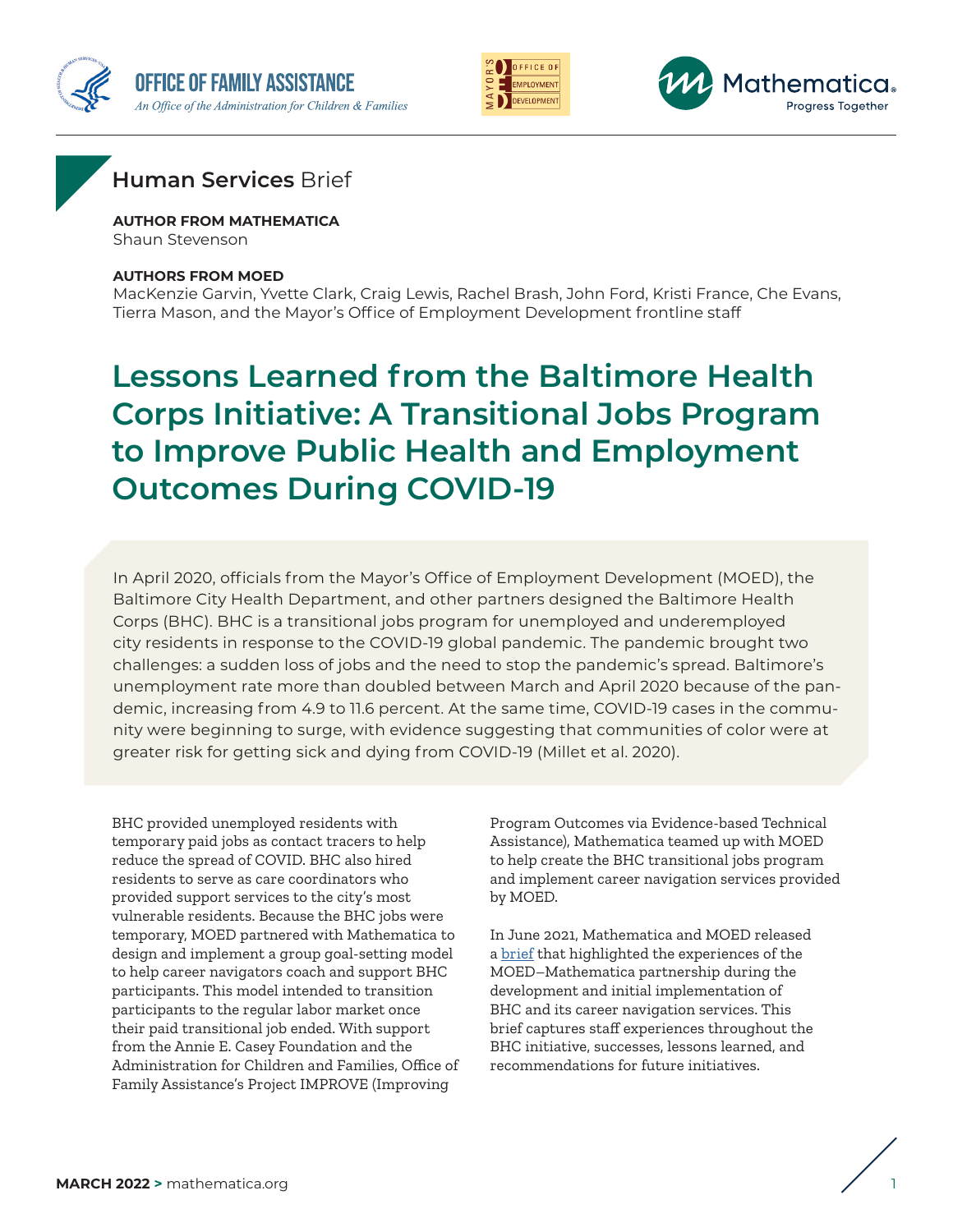**Human Services** Brief

**AUTHOR FROM MATHEMATICA**
Shaun Stevenson

**AUTHORS FROM MOED**
MacKenzie Garvin, Yvette Clark, Craig Lewis, Rachel Brash, John Ford, Kristi France, Che Evans, Tierra Mason, and the Mayor's Office of Employment Development frontline staff

# Lessons Learned from the Baltimore Health Corps Initiative: A Transitional Jobs Program to Improve Public Health and Employment Outcomes During COVID-19

In April 2020, officials from the Mayor's Office of Employment Development (MOED), the Baltimore City Health Department, and other partners designed the Baltimore Health Corps (BHC). BHC is a transitional jobs program for unemployed and underemployed city residents in response to the COVID-19 global pandemic. The pandemic brought two challenges: a sudden loss of jobs and the need to stop the pandemic's spread. Baltimore's unemployment rate more than doubled between March and April 2020 because of the pandemic, increasing from 4.9 to 11.6 percent. At the same time, COVID-19 cases in the community were beginning to surge, with evidence suggesting that communities of color were at greater risk for getting sick and dying from COVID-19 (Millet et al. 2020).

BHC provided unemployed residents with temporary paid jobs as contact tracers to help reduce the spread of COVID. BHC also hired residents to serve as care coordinators who provided support services to the city's most vulnerable residents. Because the BHC jobs were temporary, MOED partnered with Mathematica to design and implement a group goal-setting model to help career navigators coach and support BHC participants. This model intended to transition participants to the regular labor market once their paid transitional job ended. With support from the Annie E. Casey Foundation and the Administration for Children and Families, Office of Family Assistance's Project IMPROVE (Improving Program Outcomes via Evidence-based Technical Assistance), Mathematica teamed up with MOED to help create the BHC transitional jobs program and implement career navigation services provided by MOED.

In June 2021, Mathematica and MOED released a brief that highlighted the experiences of the MOED–Mathematica partnership during the development and initial implementation of BHC and its career navigation services. This brief captures staff experiences throughout the BHC initiative, successes, lessons learned, and recommendations for future initiatives.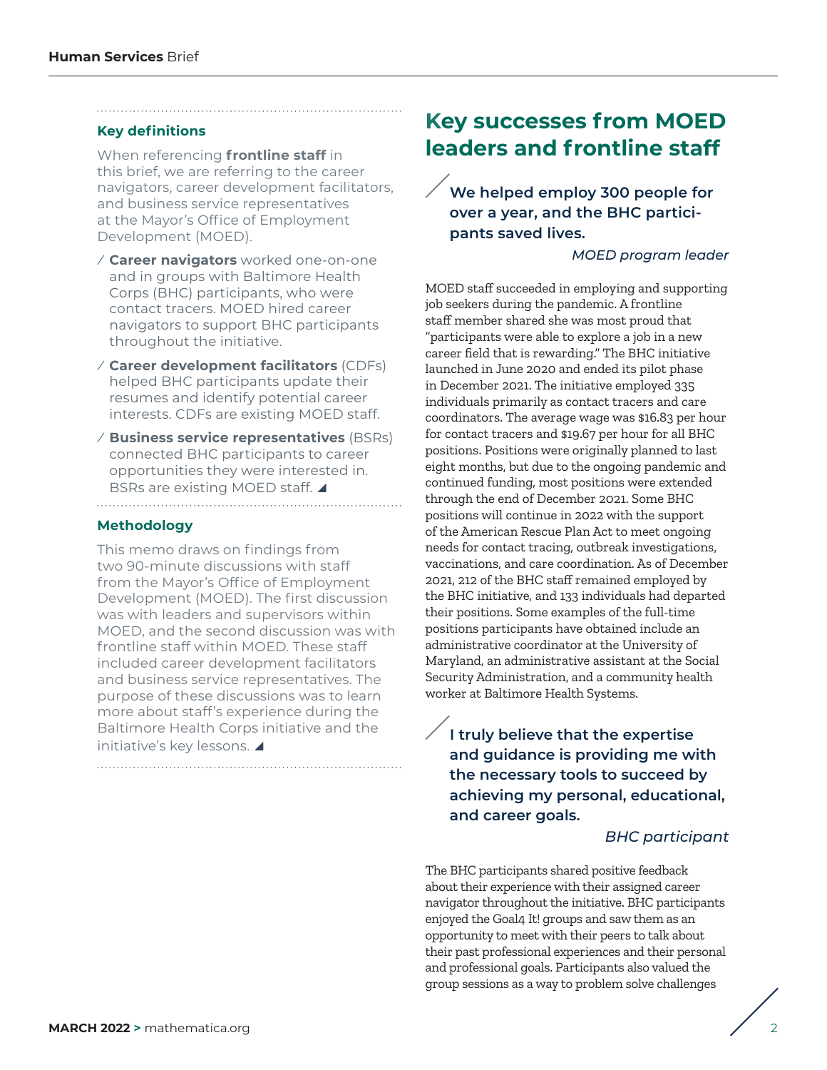### Key definitions

When referencing **frontline staff** in this brief, we are referring to the career navigators, career development facilitators, and business service representatives at the Mayor's Office of Employment Development (MOED).

- **Career navigators** worked one-on-one and in groups with Baltimore Health Corps (BHC) participants, who were contact tracers. MOED hired career navigators to support BHC participants throughout the initiative.
- **Career development facilitators** (CDFs) helped BHC participants update their resumes and identify potential career interests. CDFs are existing MOED staff.
- **Business service representatives** (BSRs) connected BHC participants to career opportunities they were interested in. BSRs are existing MOED staff.

### Methodology

This memo draws on findings from two 90-minute discussions with staff from the Mayor's Office of Employment Development (MOED). The first discussion was with leaders and supervisors within MOED, and the second discussion was with frontline staff within MOED. These staff included career development facilitators and business service representatives. The purpose of these discussions was to learn more about staff's experience during the Baltimore Health Corps initiative and the initiative's key lessons.

## Key successes from MOED leaders and frontline staff

> **We helped employ 300 people for over a year, and the BHC participants saved lives.**
>
> *MOED program leader*

MOED staff succeeded in employing and supporting job seekers during the pandemic. A frontline staff member shared she was most proud that "participants were able to explore a job in a new career field that is rewarding." The BHC initiative launched in June 2020 and ended its pilot phase in December 2021. The initiative employed 335 individuals primarily as contact tracers and care coordinators. The average wage was $16.83 per hour for contact tracers and $19.67 per hour for all BHC positions. Positions were originally planned to last eight months, but due to the ongoing pandemic and continued funding, most positions were extended through the end of December 2021. Some BHC positions will continue in 2022 with the support of the American Rescue Plan Act to meet ongoing needs for contact tracing, outbreak investigations, vaccinations, and care coordination. As of December 2021, 212 of the BHC staff remained employed by the BHC initiative, and 133 individuals had departed their positions. Some examples of the full-time positions participants have obtained include an administrative coordinator at the University of Maryland, an administrative assistant at the Social Security Administration, and a community health worker at Baltimore Health Systems.

> **I truly believe that the expertise and guidance is providing me with the necessary tools to succeed by achieving my personal, educational, and career goals.**
>
> *BHC participant*

The BHC participants shared positive feedback about their experience with their assigned career navigator throughout the initiative. BHC participants enjoyed the Goal4 It! groups and saw them as an opportunity to meet with their peers to talk about their past professional experiences and their personal and professional goals. Participants also valued the group sessions as a way to problem solve challenges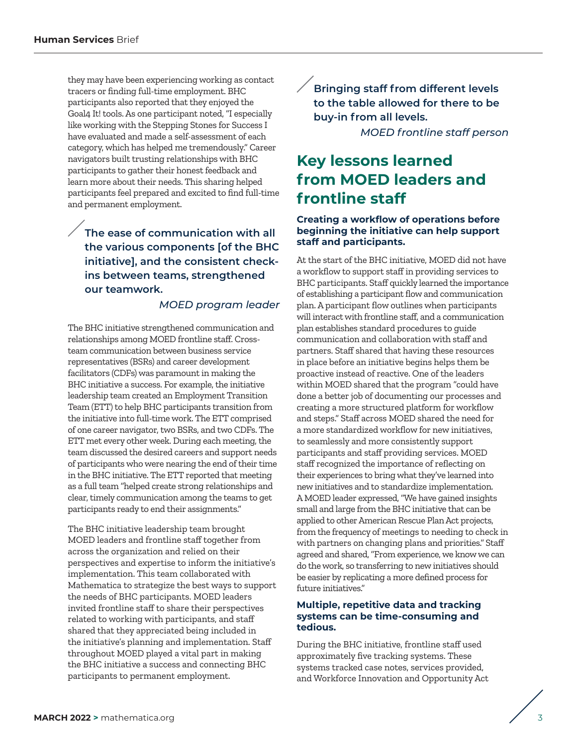they may have been experiencing working as contact tracers or finding full-time employment. BHC participants also reported that they enjoyed the Goal4 It! tools. As one participant noted, "I especially like working with the Stepping Stones for Success I have evaluated and made a self-assessment of each category, which has helped me tremendously." Career navigators built trusting relationships with BHC participants to gather their honest feedback and learn more about their needs. This sharing helped participants feel prepared and excited to find full-time and permanent employment.

> **The ease of communication with all the various components [of the BHC initiative], and the consistent check-ins between teams, strengthened our teamwork.**
>
> *MOED program leader*

The BHC initiative strengthened communication and relationships among MOED frontline staff. Cross-team communication between business service representatives (BSRs) and career development facilitators (CDFs) was paramount in making the BHC initiative a success. For example, the initiative leadership team created an Employment Transition Team (ETT) to help BHC participants transition from the initiative into full-time work. The ETT comprised of one career navigator, two BSRs, and two CDFs. The ETT met every other week. During each meeting, the team discussed the desired careers and support needs of participants who were nearing the end of their time in the BHC initiative. The ETT reported that meeting as a full team "helped create strong relationships and clear, timely communication among the teams to get participants ready to end their assignments."

The BHC initiative leadership team brought MOED leaders and frontline staff together from across the organization and relied on their perspectives and expertise to inform the initiative's implementation. This team collaborated with Mathematica to strategize the best ways to support the needs of BHC participants. MOED leaders invited frontline staff to share their perspectives related to working with participants, and staff shared that they appreciated being included in the initiative's planning and implementation. Staff throughout MOED played a vital part in making the BHC initiative a success and connecting BHC participants to permanent employment.

> **Bringing staff from different levels to the table allowed for there to be buy-in from all levels.**
>
> *MOED frontline staff person*

## Key lessons learned from MOED leaders and frontline staff

### Creating a workflow of operations before beginning the initiative can help support staff and participants.

At the start of the BHC initiative, MOED did not have a workflow to support staff in providing services to BHC participants. Staff quickly learned the importance of establishing a participant flow and communication plan. A participant flow outlines when participants will interact with frontline staff, and a communication plan establishes standard procedures to guide communication and collaboration with staff and partners. Staff shared that having these resources in place before an initiative begins helps them be proactive instead of reactive. One of the leaders within MOED shared that the program "could have done a better job of documenting our processes and creating a more structured platform for workflow and steps." Staff across MOED shared the need for a more standardized workflow for new initiatives, to seamlessly and more consistently support participants and staff providing services. MOED staff recognized the importance of reflecting on their experiences to bring what they've learned into new initiatives and to standardize implementation. A MOED leader expressed, "We have gained insights small and large from the BHC initiative that can be applied to other American Rescue Plan Act projects, from the frequency of meetings to needing to check in with partners on changing plans and priorities." Staff agreed and shared, "From experience, we know we can do the work, so transferring to new initiatives should be easier by replicating a more defined process for future initiatives."

### Multiple, repetitive data and tracking systems can be time-consuming and tedious.

During the BHC initiative, frontline staff used approximately five tracking systems. These systems tracked case notes, services provided, and Workforce Innovation and Opportunity Act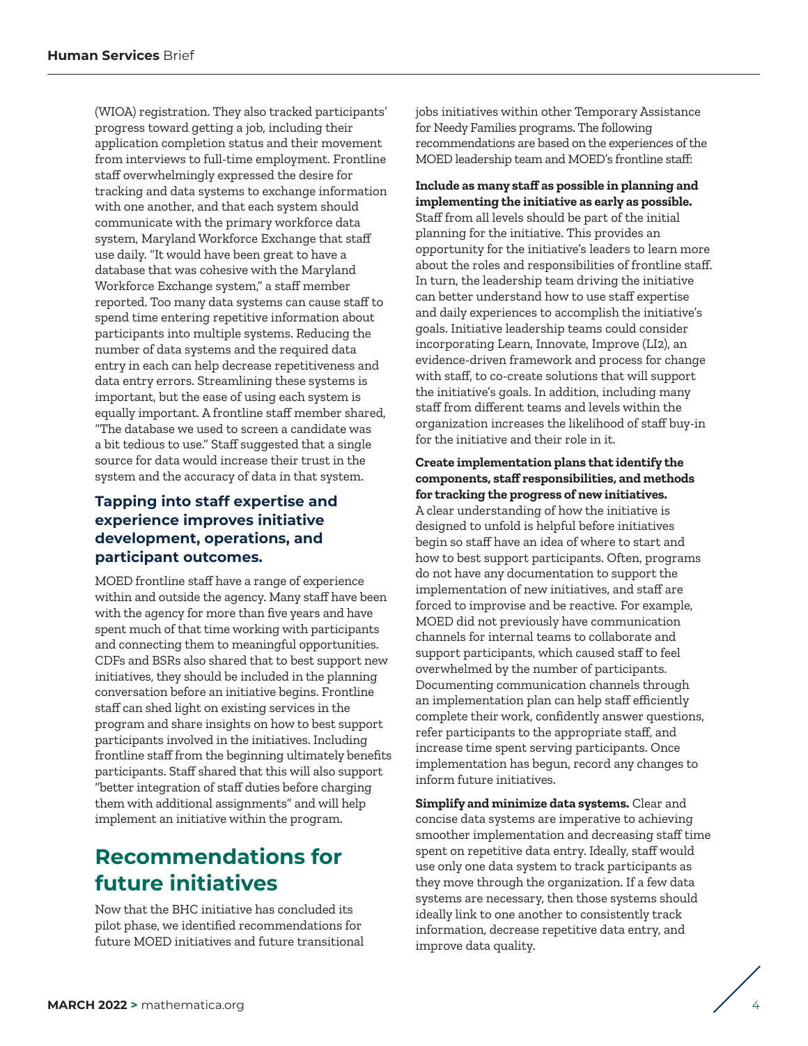(WIOA) registration. They also tracked participants' progress toward getting a job, including their application completion status and their movement from interviews to full-time employment. Frontline staff overwhelmingly expressed the desire for tracking and data systems to exchange information with one another, and that each system should communicate with the primary workforce data system, Maryland Workforce Exchange that staff use daily. "It would have been great to have a database that was cohesive with the Maryland Workforce Exchange system," a staff member reported. Too many data systems can cause staff to spend time entering repetitive information about participants into multiple systems. Reducing the number of data systems and the required data entry in each can help decrease repetitiveness and data entry errors. Streamlining these systems is important, but the ease of using each system is equally important. A frontline staff member shared, "The database we used to screen a candidate was a bit tedious to use." Staff suggested that a single source for data would increase their trust in the system and the accuracy of data in that system.

### Tapping into staff expertise and experience improves initiative development, operations, and participant outcomes.

MOED frontline staff have a range of experience within and outside the agency. Many staff have been with the agency for more than five years and have spent much of that time working with participants and connecting them to meaningful opportunities. CDFs and BSRs also shared that to best support new initiatives, they should be included in the planning conversation before an initiative begins. Frontline staff can shed light on existing services in the program and share insights on how to best support participants involved in the initiatives. Including frontline staff from the beginning ultimately benefits participants. Staff shared that this will also support "better integration of staff duties before charging them with additional assignments" and will help implement an initiative within the program.

## Recommendations for future initiatives

Now that the BHC initiative has concluded its pilot phase, we identified recommendations for future MOED initiatives and future transitional jobs initiatives within other Temporary Assistance for Needy Families programs. The following recommendations are based on the experiences of the MOED leadership team and MOED's frontline staff:

**Include as many staff as possible in planning and implementing the initiative as early as possible.** Staff from all levels should be part of the initial planning for the initiative. This provides an opportunity for the initiative's leaders to learn more about the roles and responsibilities of frontline staff. In turn, the leadership team driving the initiative can better understand how to use staff expertise and daily experiences to accomplish the initiative's goals. Initiative leadership teams could consider incorporating Learn, Innovate, Improve (LI2), an evidence-driven framework and process for change with staff, to co-create solutions that will support the initiative's goals. In addition, including many staff from different teams and levels within the organization increases the likelihood of staff buy-in for the initiative and their role in it.

**Create implementation plans that identify the components, staff responsibilities, and methods for tracking the progress of new initiatives.** A clear understanding of how the initiative is designed to unfold is helpful before initiatives begin so staff have an idea of where to start and how to best support participants. Often, programs do not have any documentation to support the implementation of new initiatives, and staff are forced to improvise and be reactive. For example, MOED did not previously have communication channels for internal teams to collaborate and support participants, which caused staff to feel overwhelmed by the number of participants. Documenting communication channels through an implementation plan can help staff efficiently complete their work, confidently answer questions, refer participants to the appropriate staff, and increase time spent serving participants. Once implementation has begun, record any changes to inform future initiatives.

**Simplify and minimize data systems.** Clear and concise data systems are imperative to achieving smoother implementation and decreasing staff time spent on repetitive data entry. Ideally, staff would use only one data system to track participants as they move through the organization. If a few data systems are necessary, then those systems should ideally link to one another to consistently track information, decrease repetitive data entry, and improve data quality.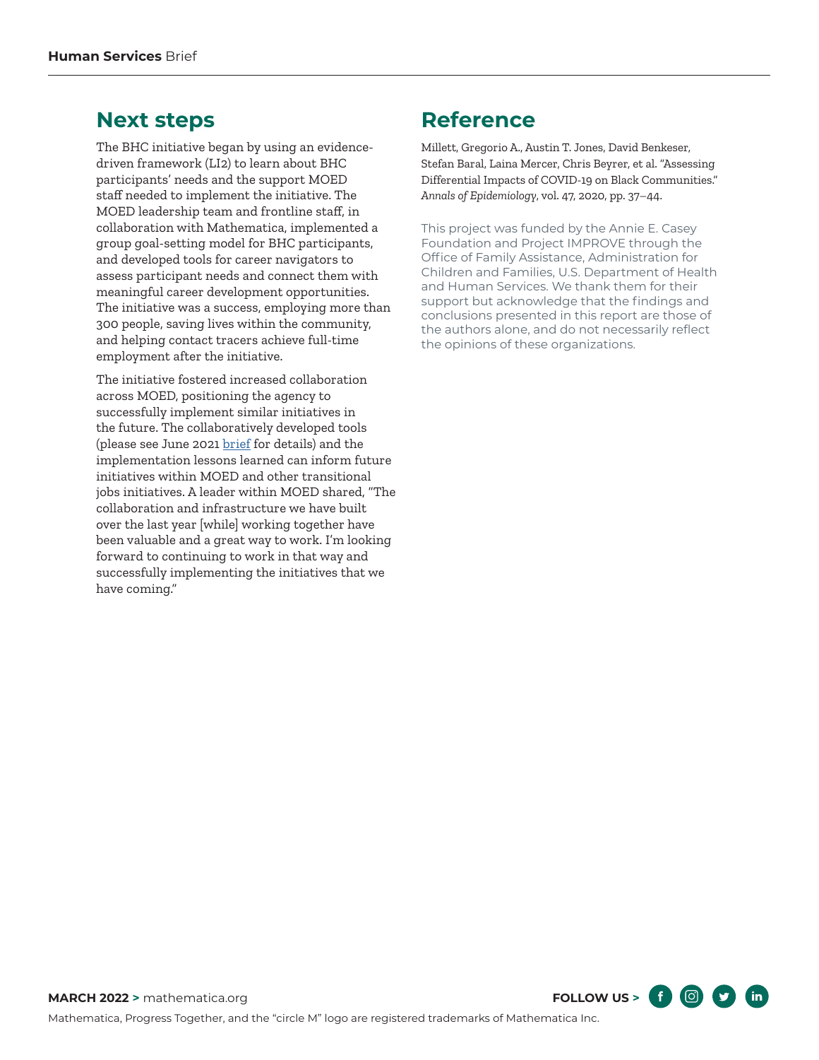## Next steps

The BHC initiative began by using an evidence-driven framework (LI2) to learn about BHC participants' needs and the support MOED staff needed to implement the initiative. The MOED leadership team and frontline staff, in collaboration with Mathematica, implemented a group goal-setting model for BHC participants, and developed tools for career navigators to assess participant needs and connect them with meaningful career development opportunities. The initiative was a success, employing more than 300 people, saving lives within the community, and helping contact tracers achieve full-time employment after the initiative.

The initiative fostered increased collaboration across MOED, positioning the agency to successfully implement similar initiatives in the future. The collaboratively developed tools (please see June 2021 brief for details) and the implementation lessons learned can inform future initiatives within MOED and other transitional jobs initiatives. A leader within MOED shared, "The collaboration and infrastructure we have built over the last year [while] working together have been valuable and a great way to work. I'm looking forward to continuing to work in that way and successfully implementing the initiatives that we have coming."

## Reference

Millett, Gregorio A., Austin T. Jones, David Benkeser, Stefan Baral, Laina Mercer, Chris Beyrer, et al. "Assessing Differential Impacts of COVID-19 on Black Communities." *Annals of Epidemiology*, vol. 47, 2020, pp. 37–44.

This project was funded by the Annie E. Casey Foundation and Project IMPROVE through the Office of Family Assistance, Administration for Children and Families, U.S. Department of Health and Human Services. We thank them for their support but acknowledge that the findings and conclusions presented in this report are those of the authors alone, and do not necessarily reflect the opinions of these organizations.

**MARCH 2022 >** mathematica.org

**FOLLOW US >**

Mathematica, Progress Together, and the "circle M" logo are registered trademarks of Mathematica Inc.